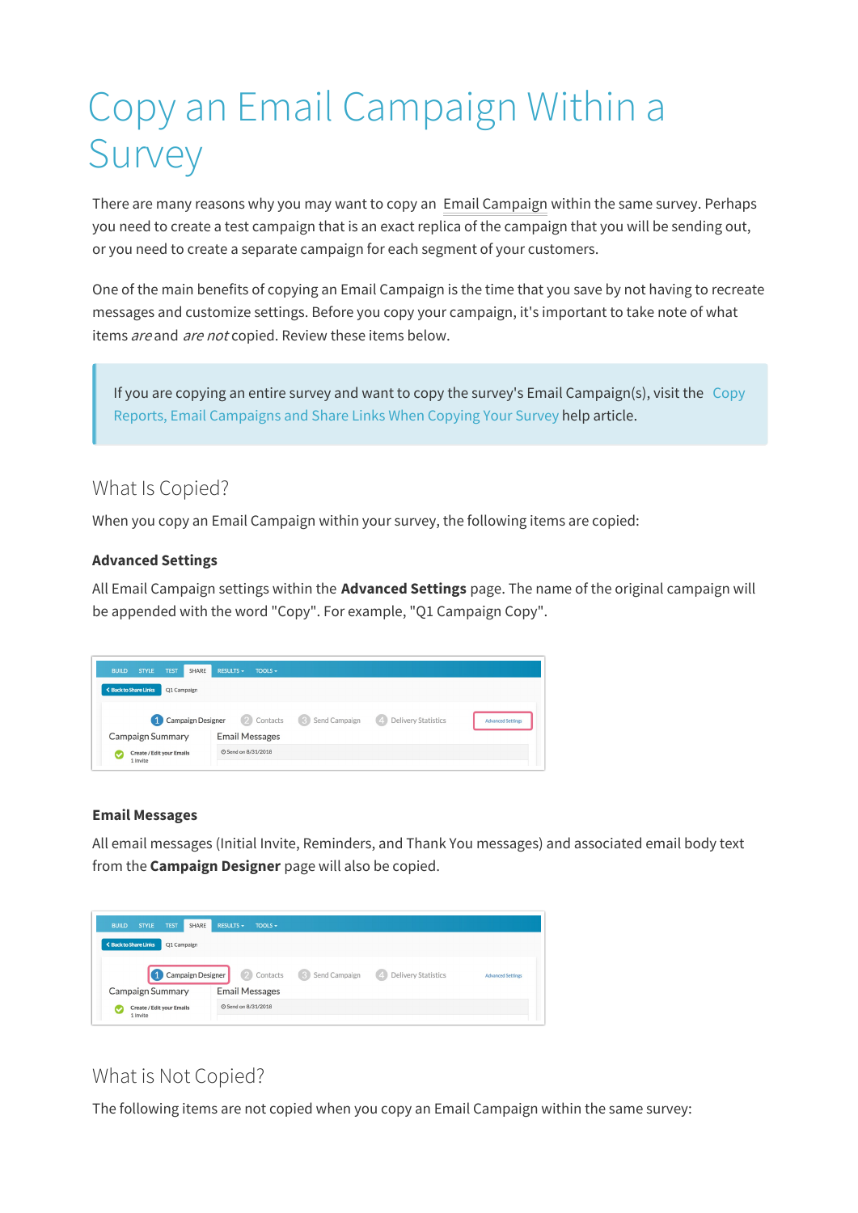# Copy an Email Campaign Within a Survey

There are many reasons why you may want to copy an Email Campaign within the same survey. Perhaps you need to create a test campaign that is an exact replica of the campaign that you will be sending out, or you need to create a separate campaign for each segment of your customers.

One of the main benefits of copying an Email Campaign is the time that you save by not having to recreate messages and customize settings. Before you copy your campaign, it's important to take note of what items *are* and *are not* copied. Review these items below.

> If you are copying an entire survey and want to copy the survey's Email Campaign(s), visit the Copy Reports, Email Campaigns and Share Links When Copying Your Survey help article.

## What Is Copied?

When you copy an Email Campaign within your survey, the following items are copied:

### Advanced Settings

All Email Campaign settings within the **Advanced Settings** page. The name of the original campaign will be appended with the word "Copy". For example, "Q1 Campaign Copy".

### Email Messages

All email messages (Initial Invite, Reminders, and Thank You messages) and associated email body text from the **Campaign Designer** page will also be copied.

## What is Not Copied?

The following items are not copied when you copy an Email Campaign within the same survey: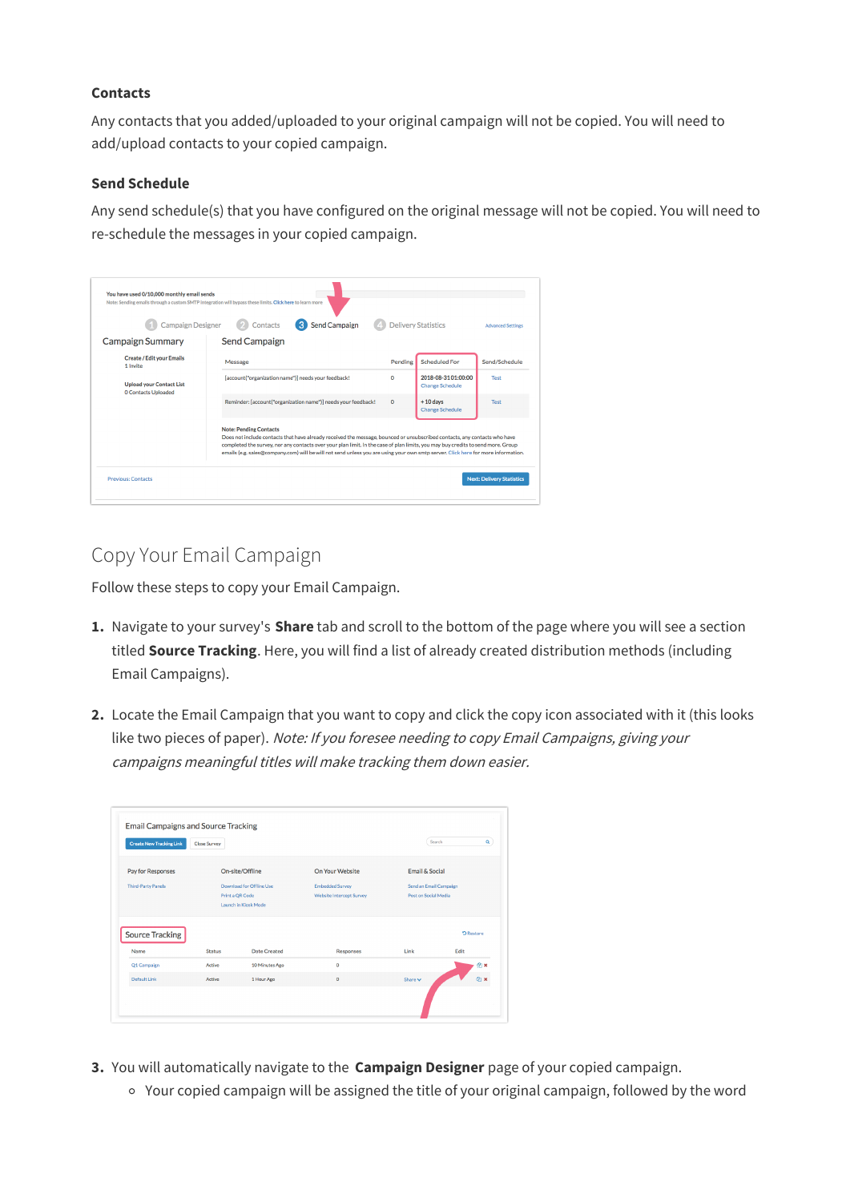### Contacts

Any contacts that you added/uploaded to your original campaign will not be copied. You will need to add/upload contacts to your copied campaign.

### Send Schedule

Any send schedule(s) that you have configured on the original message will not be copied. You will need to re-schedule the messages in your copied campaign.

## Copy Your Email Campaign

Follow these steps to copy your Email Campaign.

1. Navigate to your survey's **Share** tab and scroll to the bottom of the page where you will see a section titled **Source Tracking**. Here, you will find a list of already created distribution methods (including Email Campaigns).

2. Locate the Email Campaign that you want to copy and click the copy icon associated with it (this looks like two pieces of paper). *Note: If you foresee needing to copy Email Campaigns, giving your campaigns meaningful titles will make tracking them down easier.*

3. You will automatically navigate to the **Campaign Designer** page of your copied campaign.
   - Your copied campaign will be assigned the title of your original campaign, followed by the word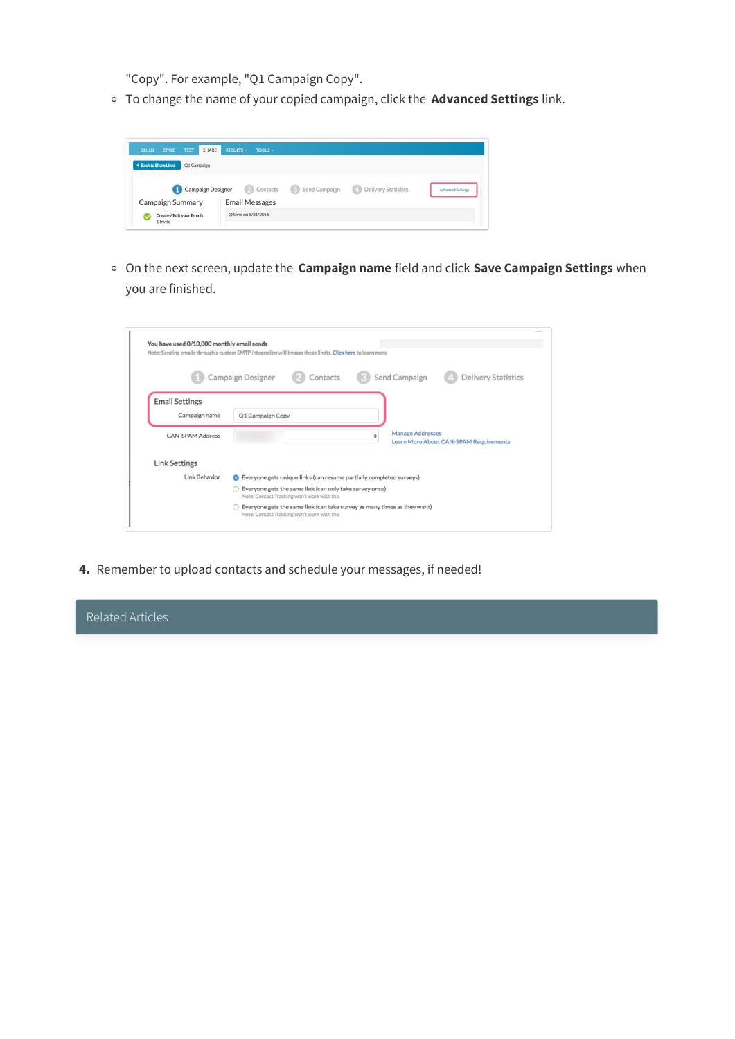"Copy". For example, "Q1 Campaign Copy".

- To change the name of your copied campaign, click the **Advanced Settings** link.

- On the next screen, update the **Campaign name** field and click **Save Campaign Settings** when you are finished.

**4.** Remember to upload contacts and schedule your messages, if needed!

Related Articles